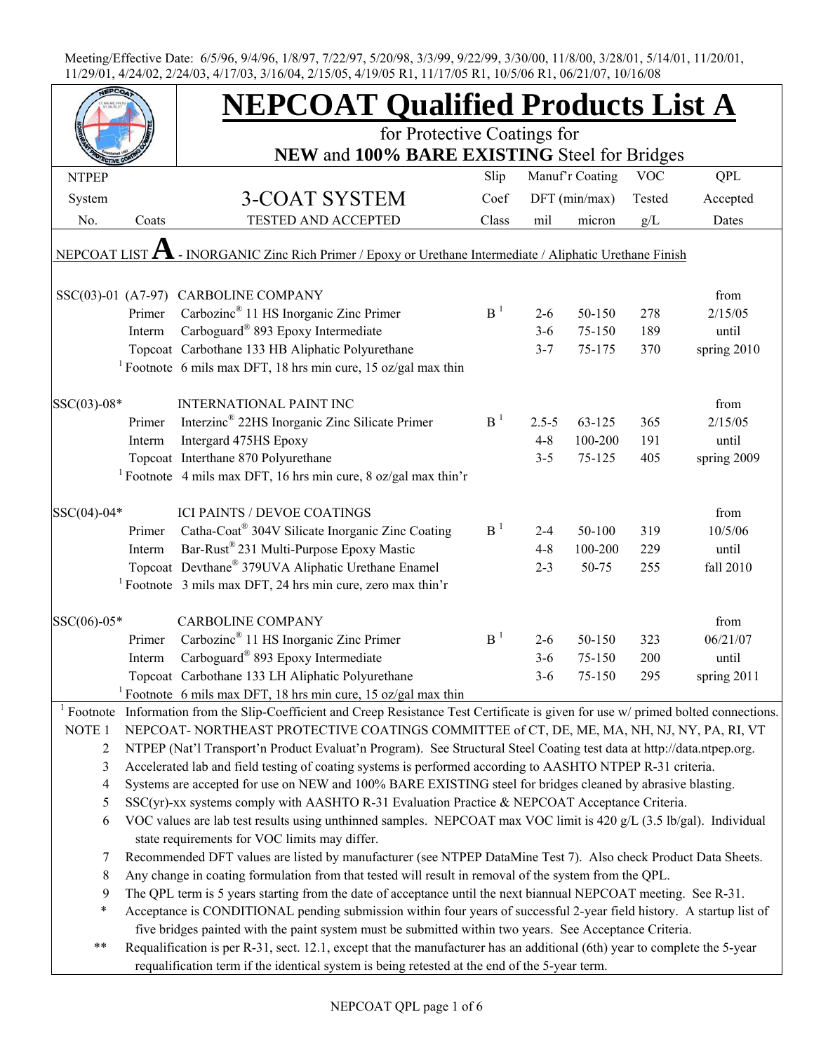Meeting/Effective Date: 6/5/96, 9/4/96, 1/8/97, 7/22/97, 5/20/98, 3/3/99, 9/22/99, 3/30/00, 11/8/00, 3/28/01, 5/14/01, 11/20/01, 11/29/01, 4/24/02, 2/24/03, 4/17/03, 3/16/04, 2/15/05, 4/19/05 R1, 11/17/05 R1, 10/5/06 R1, 06/21/07, 10/16/08

# NEPCOAT Qualified Products List A

for Protective Coatings for

**NEW** and **100% BARE EXISTING** Steel for Bridges

| NTPEP System No. | Coats | 3-COAT SYSTEM TESTED AND ACCEPTED | Slip Coef Class | Manuf'r Coating DFT (min/max) mil | micron | VOC Tested g/L | QPL Accepted Dates |
|---|---|---|---|---|---|---|---|
| NEPCOAT LIST **A** - INORGANIC Zinc Rich Primer / Epoxy or Urethane Intermediate / Aliphatic Urethane Finish | | | | | | | |
| SSC(03)-01 (A7-97) | | CARBOLINE COMPANY | | | | | from |
| | Primer | Carbozinc® 11 HS Inorganic Zinc Primer | B [1] | 2-6 | 50-150 | 278 | 2/15/05 |
| | Interm | Carboguard® 893 Epoxy Intermediate | | 3-6 | 75-150 | 189 | until |
| | Topcoat | Carbothane 133 HB Aliphatic Polyurethane | | 3-7 | 75-175 | 370 | spring 2010 |
| | [1] Footnote | 6 mils max DFT, 18 hrs min cure, 15 oz/gal max thin | | | | | |
| SSC(03)-08* | | INTERNATIONAL PAINT INC | | | | | from |
| | Primer | Interzinc® 22HS Inorganic Zinc Silicate Primer | B [1] | 2.5-5 | 63-125 | 365 | 2/15/05 |
| | Interm | Intergard 475HS Epoxy | | 4-8 | 100-200 | 191 | until |
| | Topcoat | Interthane 870 Polyurethane | | 3-5 | 75-125 | 405 | spring 2009 |
| | [1] Footnote | 4 mils max DFT, 16 hrs min cure, 8 oz/gal max thin'r | | | | | |
| SSC(04)-04* | | ICI PAINTS / DEVOE COATINGS | | | | | from |
| | Primer | Catha-Coat® 304V Silicate Inorganic Zinc Coating | B [1] | 2-4 | 50-100 | 319 | 10/5/06 |
| | Interm | Bar-Rust® 231 Multi-Purpose Epoxy Mastic | | 4-8 | 100-200 | 229 | until |
| | Topcoat | Devthane® 379UVA Aliphatic Urethane Enamel | | 2-3 | 50-75 | 255 | fall 2010 |
| | [1] Footnote | 3 mils max DFT, 24 hrs min cure, zero max thin'r | | | | | |
| SSC(06)-05* | | CARBOLINE COMPANY | | | | | from |
| | Primer | Carbozinc® 11 HS Inorganic Zinc Primer | B [1] | 2-6 | 50-150 | 323 | 06/21/07 |
| | Interm | Carboguard® 893 Epoxy Intermediate | | 3-6 | 75-150 | 200 | until |
| | Topcoat | Carbothane 133 LH Aliphatic Polyurethane | | 3-6 | 75-150 | 295 | spring 2011 |
| | [1] Footnote | 6 mils max DFT, 18 hrs min cure, 15 oz/gal max thin | | | | | |

[1] Footnote Information from the Slip-Coefficient and Creep Resistance Test Certificate is given for use w/ primed bolted connections.

NOTE 1 NEPCOAT- NORTHEAST PROTECTIVE COATINGS COMMITTEE of CT, DE, ME, MA, NH, NJ, NY, PA, RI, VT

2 NTPEP (Nat'l Transport'n Product Evaluat'n Program). See Structural Steel Coating test data at http://data.ntpep.org.

3 Accelerated lab and field testing of coating systems is performed according to AASHTO NTPEP R-31 criteria.

4 Systems are accepted for use on NEW and 100% BARE EXISTING steel for bridges cleaned by abrasive blasting.

5 SSC(yr)-xx systems comply with AASHTO R-31 Evaluation Practice & NEPCOAT Acceptance Criteria.

6 VOC values are lab test results using unthinned samples. NEPCOAT max VOC limit is 420 g/L (3.5 lb/gal). Individual state requirements for VOC limits may differ.

7 Recommended DFT values are listed by manufacturer (see NTPEP DataMine Test 7). Also check Product Data Sheets.

8 Any change in coating formulation from that tested will result in removal of the system from the QPL.

9 The QPL term is 5 years starting from the date of acceptance until the next biannual NEPCOAT meeting. See R-31.

\* Acceptance is CONDITIONAL pending submission within four years of successful 2-year field history. A startup list of five bridges painted with the paint system must be submitted within two years. See Acceptance Criteria.

\*\* Requalification is per R-31, sect. 12.1, except that the manufacturer has an additional (6th) year to complete the 5-year requalification term if the identical system is being retested at the end of the 5-year term.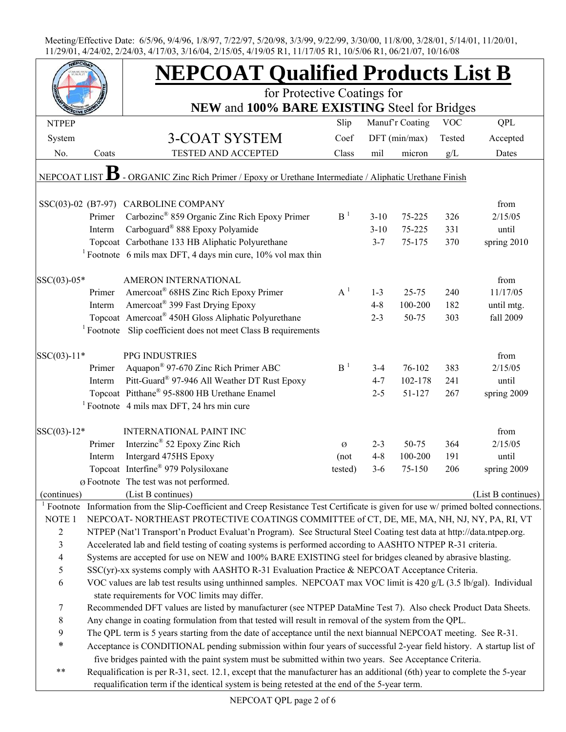Meeting/Effective Date: 6/5/96, 9/4/96, 1/8/97, 7/22/97, 5/20/98, 3/3/99, 9/22/99, 3/30/00, 11/8/00, 3/28/01, 5/14/01, 11/20/01, 11/29/01, 4/24/02, 2/24/03, 4/17/03, 3/16/04, 2/15/05, 4/19/05 R1, 11/17/05 R1, 10/5/06 R1, 06/21/07, 10/16/08

# NEPCOAT Qualified Products List B

for Protective Coatings for

**NEW** and **100% BARE EXISTING** Steel for Bridges

| NTPEP System No. | Coats | 3-COAT SYSTEM TESTED AND ACCEPTED | Slip Coef Class | Manuf'r Coating DFT (min/max) mil | micron | VOC Tested g/L | QPL Accepted Dates |
|---|---|---|---|---|---|---|---|
| NEPCOAT LIST **B** - ORGANIC Zinc Rich Primer / Epoxy or Urethane Intermediate / Aliphatic Urethane Finish | | | | | | | |
| SSC(03)-02 (B7-97) | | CARBOLINE COMPANY | | | | | from |
| | Primer | Carbozinc® 859 Organic Zinc Rich Epoxy Primer | B [1] | 3-10 | 75-225 | 326 | 2/15/05 |
| | Interm | Carboguard® 888 Epoxy Polyamide | | 3-10 | 75-225 | 331 | until |
| | Topcoat | Carbothane 133 HB Aliphatic Polyurethane | | 3-7 | 75-175 | 370 | spring 2010 |
| | [1] Footnote | 6 mils max DFT, 4 days min cure, 10% vol max thin | | | | | |
| SSC(03)-05* | | AMERON INTERNATIONAL | | | | | from |
| | Primer | Amercoat® 68HS Zinc Rich Epoxy Primer | A [1] | 1-3 | 25-75 | 240 | 11/17/05 |
| | Interm | Amercoat® 399 Fast Drying Epoxy | | 4-8 | 100-200 | 182 | until mtg. |
| | Topcoat | Amercoat® 450H Gloss Aliphatic Polyurethane | | 2-3 | 50-75 | 303 | fall 2009 |
| | [1] Footnote | Slip coefficient does not meet Class B requirements | | | | | |
| SSC(03)-11* | | PPG INDUSTRIES | | | | | from |
| | Primer | Aquapon® 97-670 Zinc Rich Primer ABC | B [1] | 3-4 | 76-102 | 383 | 2/15/05 |
| | Interm | Pitt-Guard® 97-946 All Weather DT Rust Epoxy | | 4-7 | 102-178 | 241 | until |
| | Topcoat | Pitthane® 95-8800 HB Urethane Enamel | | 2-5 | 51-127 | 267 | spring 2009 |
| | [1] Footnote | 4 mils max DFT, 24 hrs min cure | | | | | |
| SSC(03)-12* | | INTERNATIONAL PAINT INC | | | | | from |
| | Primer | Interzinc® 52 Epoxy Zinc Rich | ø | 2-3 | 50-75 | 364 | 2/15/05 |
| | Interm | Intergard 475HS Epoxy | (not | 4-8 | 100-200 | 191 | until |
| | Topcoat | Interfine® 979 Polysiloxane | tested) | 3-6 | 75-150 | 206 | spring 2009 |
| | ø Footnote | The test was not performed. | | | | | |
| (continues) | | (List B continues) | | | | | (List B continues) |

[1] Footnote Information from the Slip-Coefficient and Creep Resistance Test Certificate is given for use w/ primed bolted connections.

NOTE 1 NEPCOAT- NORTHEAST PROTECTIVE COATINGS COMMITTEE of CT, DE, ME, MA, NH, NJ, NY, PA, RI, VT

2 NTPEP (Nat'l Transport'n Product Evaluat'n Program). See Structural Steel Coating test data at http://data.ntpep.org.

3 Accelerated lab and field testing of coating systems is performed according to AASHTO NTPEP R-31 criteria.

4 Systems are accepted for use on NEW and 100% BARE EXISTING steel for bridges cleaned by abrasive blasting.

5 SSC(yr)-xx systems comply with AASHTO R-31 Evaluation Practice & NEPCOAT Acceptance Criteria.

6 VOC values are lab test results using unthinned samples. NEPCOAT max VOC limit is 420 g/L (3.5 lb/gal). Individual state requirements for VOC limits may differ.

7 Recommended DFT values are listed by manufacturer (see NTPEP DataMine Test 7). Also check Product Data Sheets.

8 Any change in coating formulation from that tested will result in removal of the system from the QPL.

9 The QPL term is 5 years starting from the date of acceptance until the next biannual NEPCOAT meeting. See R-31.

\* Acceptance is CONDITIONAL pending submission within four years of successful 2-year field history. A startup list of five bridges painted with the paint system must be submitted within two years. See Acceptance Criteria.

\*\* Requalification is per R-31, sect. 12.1, except that the manufacturer has an additional (6th) year to complete the 5-year requalification term if the identical system is being retested at the end of the 5-year term.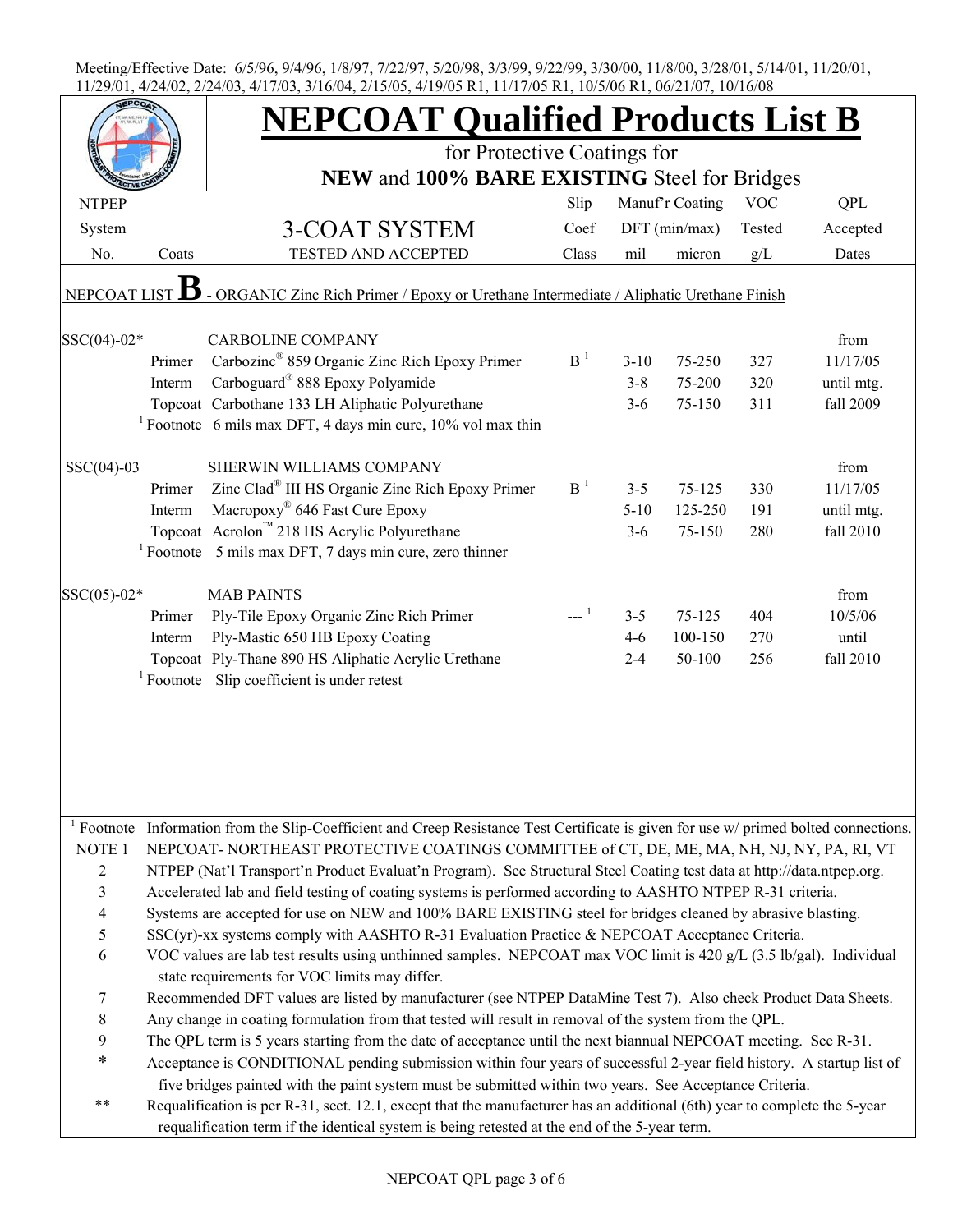Meeting/Effective Date: 6/5/96, 9/4/96, 1/8/97, 7/22/97, 5/20/98, 3/3/99, 9/22/99, 3/30/00, 11/8/00, 3/28/01, 5/14/01, 11/20/01, 11/29/01, 4/24/02, 2/24/03, 4/17/03, 3/16/04, 2/15/05, 4/19/05 R1, 11/17/05 R1, 10/5/06 R1, 06/21/07, 10/16/08

# NEPCOAT Qualified Products List B

for Protective Coatings for

**NEW** and **100% BARE EXISTING** Steel for Bridges

| NTPEP System No. | Coats | 3-COAT SYSTEM TESTED AND ACCEPTED | Slip Coef Class | Manuf'r Coating DFT (min/max) mil | micron | VOC Tested g/L | QPL Accepted Dates |
|---|---|---|---|---|---|---|---|
| NEPCOAT LIST **B** - ORGANIC Zinc Rich Primer / Epoxy or Urethane Intermediate / Aliphatic Urethane Finish | | | | | | | |
| SSC(04)-02* | | CARBOLINE COMPANY | | | | | from |
| | Primer | Carbozinc® 859 Organic Zinc Rich Epoxy Primer | B [1] | 3-10 | 75-250 | 327 | 11/17/05 |
| | Interm | Carboguard® 888 Epoxy Polyamide | | 3-8 | 75-200 | 320 | until mtg. |
| | Topcoat | Carbothane 133 LH Aliphatic Polyurethane | | 3-6 | 75-150 | 311 | fall 2009 |
| | [1] Footnote | 6 mils max DFT, 4 days min cure, 10% vol max thin | | | | | |
| SSC(04)-03 | | SHERWIN WILLIAMS COMPANY | | | | | from |
| | Primer | Zinc Clad® III HS Organic Zinc Rich Epoxy Primer | B [1] | 3-5 | 75-125 | 330 | 11/17/05 |
| | Interm | Macropoxy® 646 Fast Cure Epoxy | | 5-10 | 125-250 | 191 | until mtg. |
| | Topcoat | Acrolon™ 218 HS Acrylic Polyurethane | | 3-6 | 75-150 | 280 | fall 2010 |
| | [1] Footnote | 5 mils max DFT, 7 days min cure, zero thinner | | | | | |
| SSC(05)-02* | | MAB PAINTS | | | | | from |
| | Primer | Ply-Tile Epoxy Organic Zinc Rich Primer | --- [1] | 3-5 | 75-125 | 404 | 10/5/06 |
| | Interm | Ply-Mastic 650 HB Epoxy Coating | | 4-6 | 100-150 | 270 | until |
| | Topcoat | Ply-Thane 890 HS Aliphatic Acrylic Urethane | | 2-4 | 50-100 | 256 | fall 2010 |
| | [1] Footnote | Slip coefficient is under retest | | | | | |

[1] Footnote Information from the Slip-Coefficient and Creep Resistance Test Certificate is given for use w/ primed bolted connections.

NOTE 1 NEPCOAT- NORTHEAST PROTECTIVE COATINGS COMMITTEE of CT, DE, ME, MA, NH, NJ, NY, PA, RI, VT

2 NTPEP (Nat'l Transport'n Product Evaluat'n Program). See Structural Steel Coating test data at http://data.ntpep.org.

3 Accelerated lab and field testing of coating systems is performed according to AASHTO NTPEP R-31 criteria.

4 Systems are accepted for use on NEW and 100% BARE EXISTING steel for bridges cleaned by abrasive blasting.

5 SSC(yr)-xx systems comply with AASHTO R-31 Evaluation Practice & NEPCOAT Acceptance Criteria.

6 VOC values are lab test results using unthinned samples. NEPCOAT max VOC limit is 420 g/L (3.5 lb/gal). Individual state requirements for VOC limits may differ.

7 Recommended DFT values are listed by manufacturer (see NTPEP DataMine Test 7). Also check Product Data Sheets.

8 Any change in coating formulation from that tested will result in removal of the system from the QPL.

9 The QPL term is 5 years starting from the date of acceptance until the next biannual NEPCOAT meeting. See R-31.

\* Acceptance is CONDITIONAL pending submission within four years of successful 2-year field history. A startup list of five bridges painted with the paint system must be submitted within two years. See Acceptance Criteria.

\*\* Requalification is per R-31, sect. 12.1, except that the manufacturer has an additional (6th) year to complete the 5-year requalification term if the identical system is being retested at the end of the 5-year term.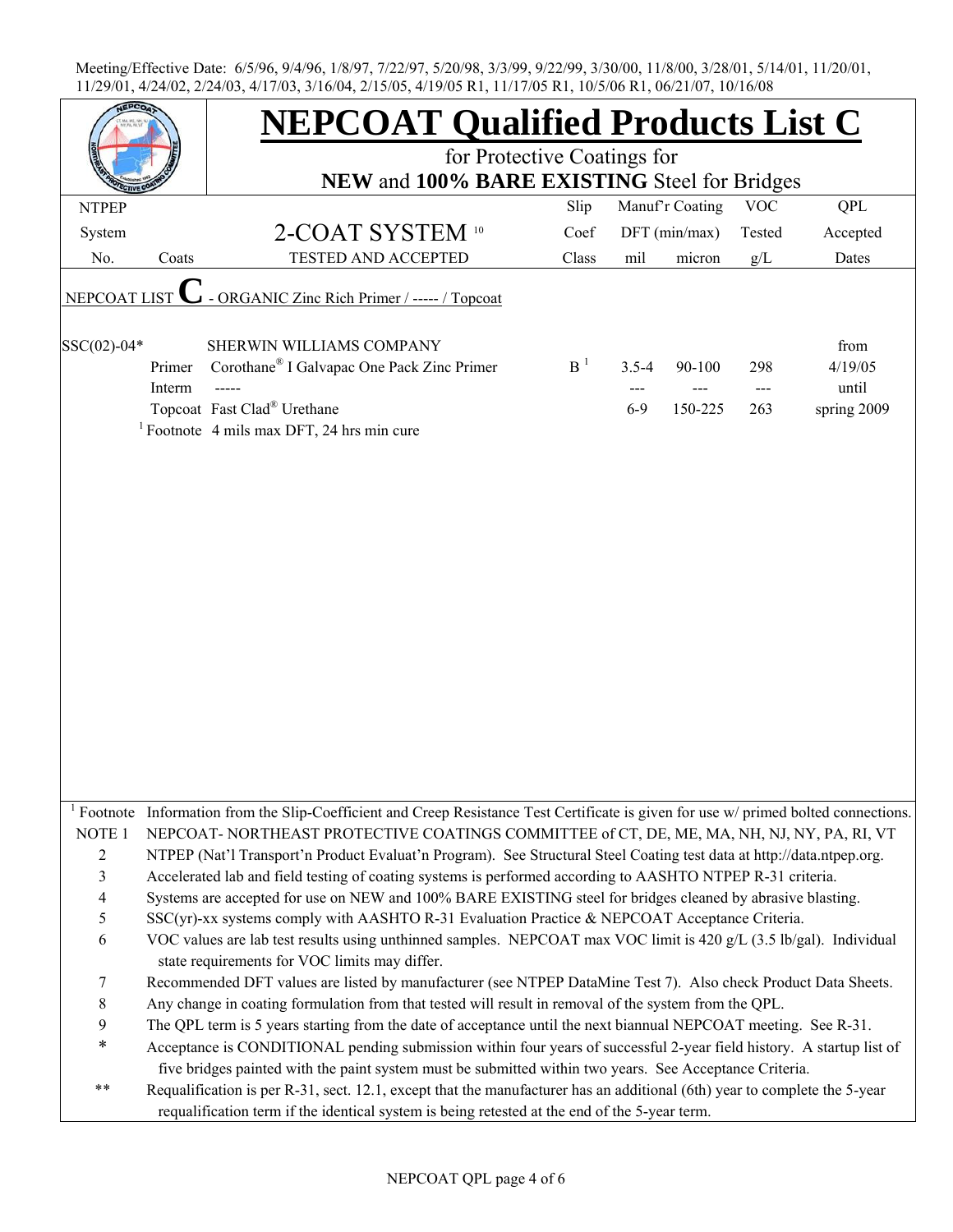Meeting/Effective Date: 6/5/96, 9/4/96, 1/8/97, 7/22/97, 5/20/98, 3/3/99, 9/22/99, 3/30/00, 11/8/00, 3/28/01, 5/14/01, 11/20/01, 11/29/01, 4/24/02, 2/24/03, 4/17/03, 3/16/04, 2/15/05, 4/19/05 R1, 11/17/05 R1, 10/5/06 R1, 06/21/07, 10/16/08

# NEPCOAT Qualified Products List C

for Protective Coatings for
**NEW** and **100% BARE EXISTING** Steel for Bridges

| NTPEP System No. | Coats | 2-COAT SYSTEM [10] TESTED AND ACCEPTED | Slip Coef Class | Manuf'r Coating DFT (min/max) mil | micron | VOC Tested g/L | QPL Accepted Dates |
|---|---|---|---|---|---|---|---|
| NEPCOAT LIST **C** - ORGANIC Zinc Rich Primer / ----- / Topcoat | | | | | | | |
| SSC(02)-04* | | SHERWIN WILLIAMS COMPANY | | | | | from |
| | Primer | Corothane® I Galvapac One Pack Zinc Primer | B [1] | 3.5-4 | 90-100 | 298 | 4/19/05 |
| | Interm | ----- | | --- | --- | --- | until |
| | Topcoat | Fast Clad® Urethane | | 6-9 | 150-225 | 263 | spring 2009 |
| | [1] Footnote | 4 mils max DFT, 24 hrs min cure | | | | | |

[1] Footnote Information from the Slip-Coefficient and Creep Resistance Test Certificate is given for use w/ primed bolted connections.

NOTE 1 NEPCOAT- NORTHEAST PROTECTIVE COATINGS COMMITTEE of CT, DE, MA, NH, NJ, NY, PA, RI, VT

2 NTPEP (Nat'l Transport'n Product Evaluat'n Program). See Structural Steel Coating test data at http://data.ntpep.org.

3 Accelerated lab and field testing of coating systems is performed according to AASHTO NTPEP R-31 criteria.

4 Systems are accepted for use on NEW and 100% BARE EXISTING steel for bridges cleaned by abrasive blasting.

5 SSC(yr)-xx systems comply with AASHTO R-31 Evaluation Practice & NEPCOAT Acceptance Criteria.

6 VOC values are lab test results using unthinned samples. NEPCOAT max VOC limit is 420 g/L (3.5 lb/gal). Individual state requirements for VOC limits may differ.

7 Recommended DFT values are listed by manufacturer (see NTPEP DataMine Test 7). Also check Product Data Sheets.

8 Any change in coating formulation from that tested will result in removal of the system from the QPL.

9 The QPL term is 5 years starting from the date of acceptance until the next biannual NEPCOAT meeting. See R-31.

\* Acceptance is CONDITIONAL pending submission within four years of successful 2-year field history. A startup list of five bridges painted with the paint system must be submitted within two years. See Acceptance Criteria.

\*\* Requalification is per R-31, sect. 12.1, except that the manufacturer has an additional (6th) year to complete the 5-year requalification term if the identical system is being retested at the end of the 5-year term.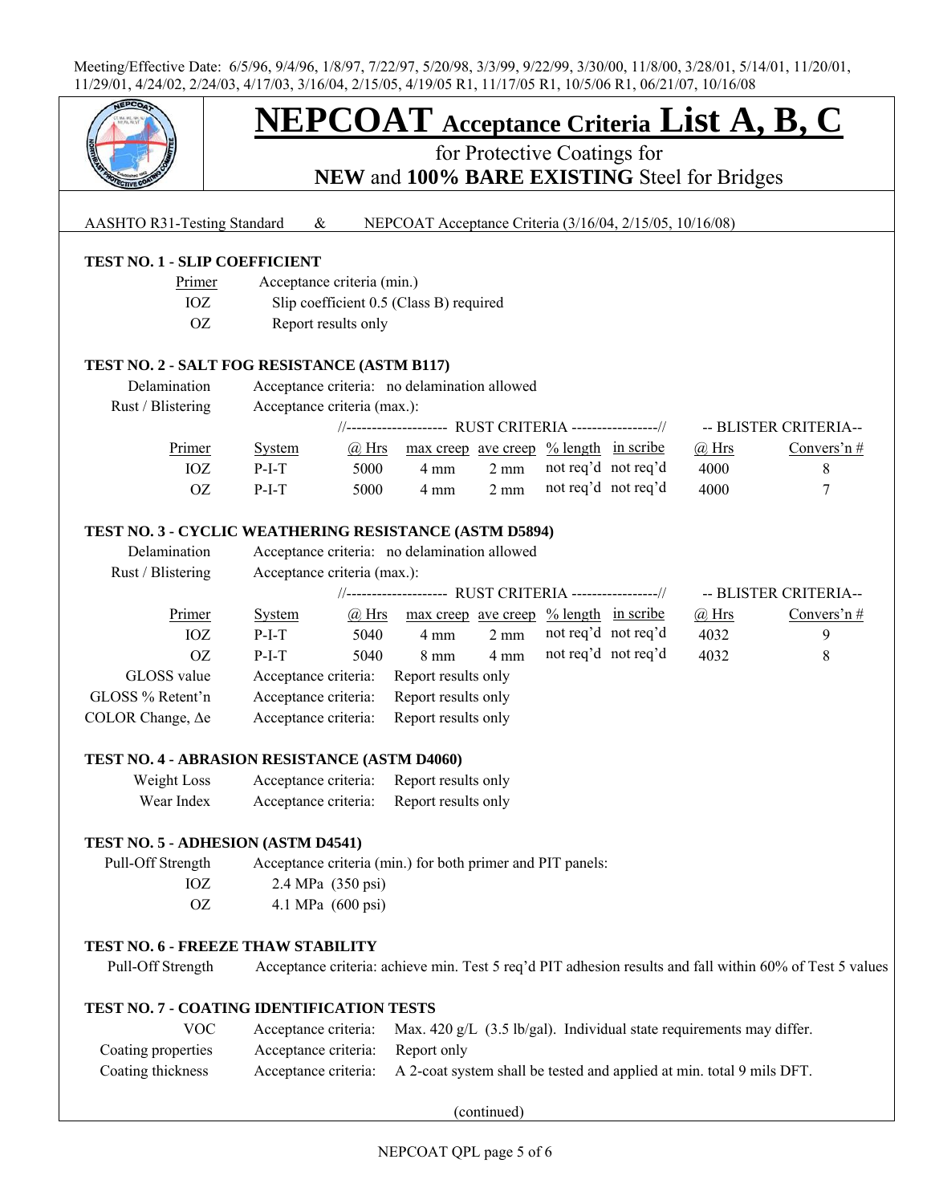Meeting/Effective Date: 6/5/96, 9/4/96, 1/8/97, 7/22/97, 5/20/98, 3/3/99, 9/22/99, 3/30/00, 11/8/00, 3/28/01, 5/14/01, 11/20/01, 11/29/01, 4/24/02, 2/24/03, 4/17/03, 3/16/04, 2/15/05, 4/19/05 R1, 11/17/05 R1, 10/5/06 R1, 06/21/07, 10/16/08

# NEPCOAT Acceptance Criteria List A, B, C

## for Protective Coatings for **NEW** and **100% BARE EXISTING** Steel for Bridges

AASHTO R31-Testing Standard & NEPCOAT Acceptance Criteria (3/16/04, 2/15/05, 10/16/08)

### TEST NO. 1 - SLIP COEFFICIENT

| Primer | Acceptance criteria (min.) |
|---|---|
| IOZ | Slip coefficient 0.5 (Class B) required |
| OZ | Report results only |

### TEST NO. 2 - SALT FOG RESISTANCE (ASTM B117)

Delamination: Acceptance criteria: no delamination allowed

Rust / Blistering: Acceptance criteria (max.):

| Primer | System | RUST CRITERIA @ Hrs | max creep | ave creep | % length | in scribe | BLISTER CRITERIA @ Hrs | Convers'n # |
|---|---|---|---|---|---|---|---|---|
| IOZ | P-I-T | 5000 | 4 mm | 2 mm | not req'd | not req'd | 4000 | 8 |
| OZ | P-I-T | 5000 | 4 mm | 2 mm | not req'd | not req'd | 4000 | 7 |

### TEST NO. 3 - CYCLIC WEATHERING RESISTANCE (ASTM D5894)

Delamination: Acceptance criteria: no delamination allowed

Rust / Blistering: Acceptance criteria (max.):

| Primer | System | RUST CRITERIA @ Hrs | max creep | ave creep | % length | in scribe | BLISTER CRITERIA @ Hrs | Convers'n # |
|---|---|---|---|---|---|---|---|---|
| IOZ | P-I-T | 5040 | 4 mm | 2 mm | not req'd | not req'd | 4032 | 9 |
| OZ | P-I-T | 5040 | 8 mm | 4 mm | not req'd | not req'd | 4032 | 8 |

GLOSS value: Acceptance criteria: Report results only

GLOSS % Retent'n: Acceptance criteria: Report results only

COLOR Change, Δe: Acceptance criteria: Report results only

### TEST NO. 4 - ABRASION RESISTANCE (ASTM D4060)

Weight Loss: Acceptance criteria: Report results only

Wear Index: Acceptance criteria: Report results only

### TEST NO. 5 - ADHESION (ASTM D4541)

Pull-Off Strength: Acceptance criteria (min.) for both primer and PIT panels:

- IOZ: 2.4 MPa (350 psi)
- OZ: 4.1 MPa (600 psi)

### TEST NO. 6 - FREEZE THAW STABILITY

Pull-Off Strength: Acceptance criteria: achieve min. Test 5 req'd PIT adhesion results and fall within 60% of Test 5 values

### TEST NO. 7 - COATING IDENTIFICATION TESTS

VOC: Acceptance criteria: Max. 420 g/L (3.5 lb/gal). Individual state requirements may differ.

Coating properties: Acceptance criteria: Report only

Coating thickness: Acceptance criteria: A 2-coat system shall be tested and applied at min. total 9 mils DFT.

(continued)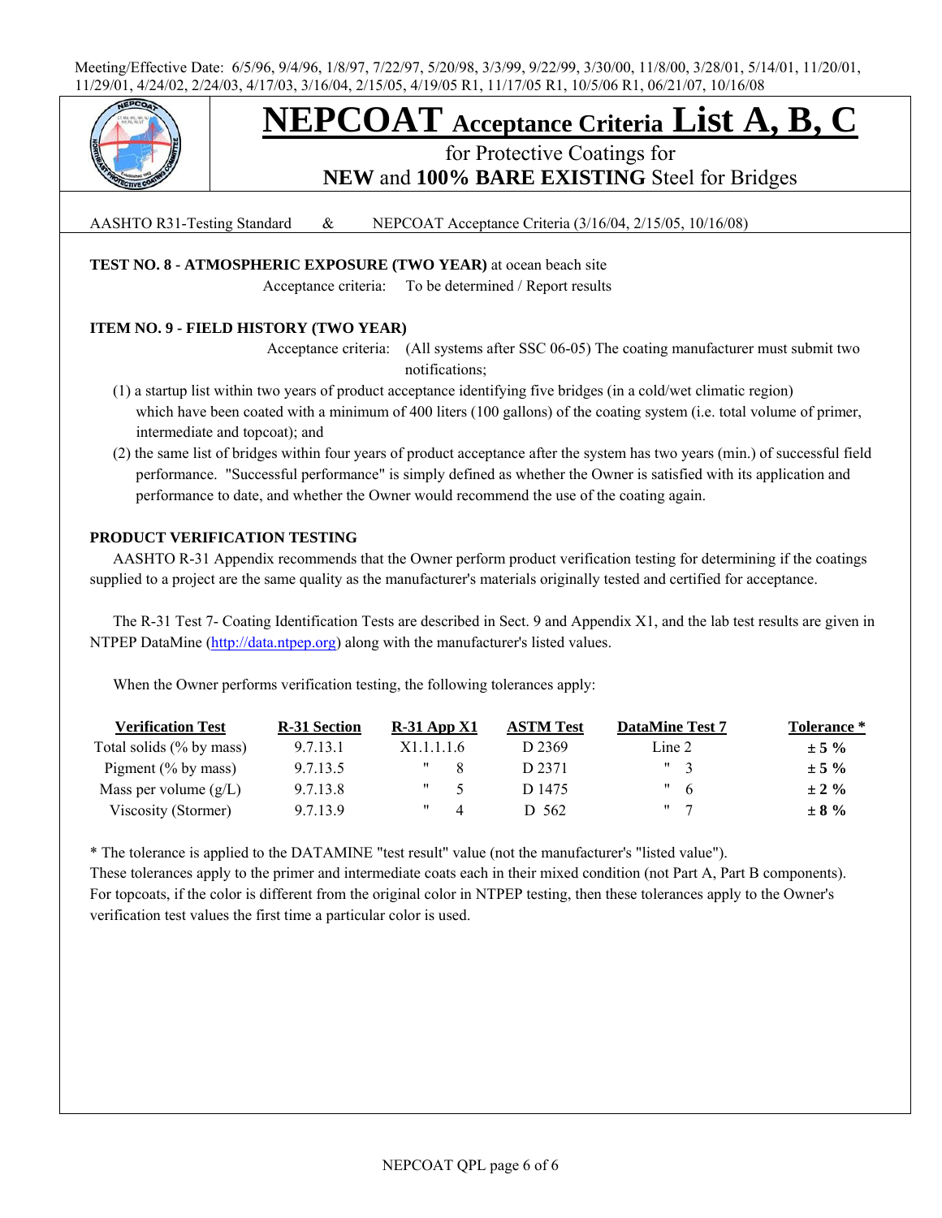Meeting/Effective Date: 6/5/96, 9/4/96, 1/8/97, 7/22/97, 5/20/98, 3/3/99, 9/22/99, 3/30/00, 11/8/00, 3/28/01, 5/14/01, 11/20/01, 11/29/01, 4/24/02, 2/24/03, 4/17/03, 3/16/04, 2/15/05, 4/19/05 R1, 11/17/05 R1, 10/5/06 R1, 06/21/07, 10/16/08

# NEPCOAT Acceptance Criteria List A, B, C

for Protective Coatings for
**NEW** and **100% BARE EXISTING** Steel for Bridges

AASHTO R31-Testing Standard & NEPCOAT Acceptance Criteria (3/16/04, 2/15/05, 10/16/08)

**TEST NO. 8 - ATMOSPHERIC EXPOSURE (TWO YEAR)** at ocean beach site

Acceptance criteria: To be determined / Report results

**ITEM NO. 9 - FIELD HISTORY (TWO YEAR)**

Acceptance criteria: (All systems after SSC 06-05) The coating manufacturer must submit two notifications;

(1) a startup list within two years of product acceptance identifying five bridges (in a cold/wet climatic region) which have been coated with a minimum of 400 liters (100 gallons) of the coating system (i.e. total volume of primer, intermediate and topcoat); and

(2) the same list of bridges within four years of product acceptance after the system has two years (min.) of successful field performance. "Successful performance" is simply defined as whether the Owner is satisfied with its application and performance to date, and whether the Owner would recommend the use of the coating again.

**PRODUCT VERIFICATION TESTING**

AASHTO R-31 Appendix recommends that the Owner perform product verification testing for determining if the coatings supplied to a project are the same quality as the manufacturer's materials originally tested and certified for acceptance.

The R-31 Test 7- Coating Identification Tests are described in Sect. 9 and Appendix X1, and the lab test results are given in NTPEP DataMine (http://data.ntpep.org) along with the manufacturer's listed values.

When the Owner performs verification testing, the following tolerances apply:

| Verification Test | R-31 Section | R-31 App X1 | ASTM Test | DataMine Test 7 | Tolerance * |
|---|---|---|---|---|---|
| Total solids (% by mass) | 9.7.13.1 | X1.1.1.1.6 | D 2369 | Line 2 | **± 5 %** |
| Pigment (% by mass) | 9.7.13.5 | " 8 | D 2371 | " 3 | **± 5 %** |
| Mass per volume (g/L) | 9.7.13.8 | " 5 | D 1475 | " 6 | **± 2 %** |
| Viscosity (Stormer) | 9.7.13.9 | " 4 | D 562 | " 7 | **± 8 %** |

* The tolerance is applied to the DATAMINE "test result" value (not the manufacturer's "listed value").
These tolerances apply to the primer and intermediate coats each in their mixed condition (not Part A, Part B components).
For topcoats, if the color is different from the original color in NTPEP testing, then these tolerances apply to the Owner's verification test values the first time a particular color is used.